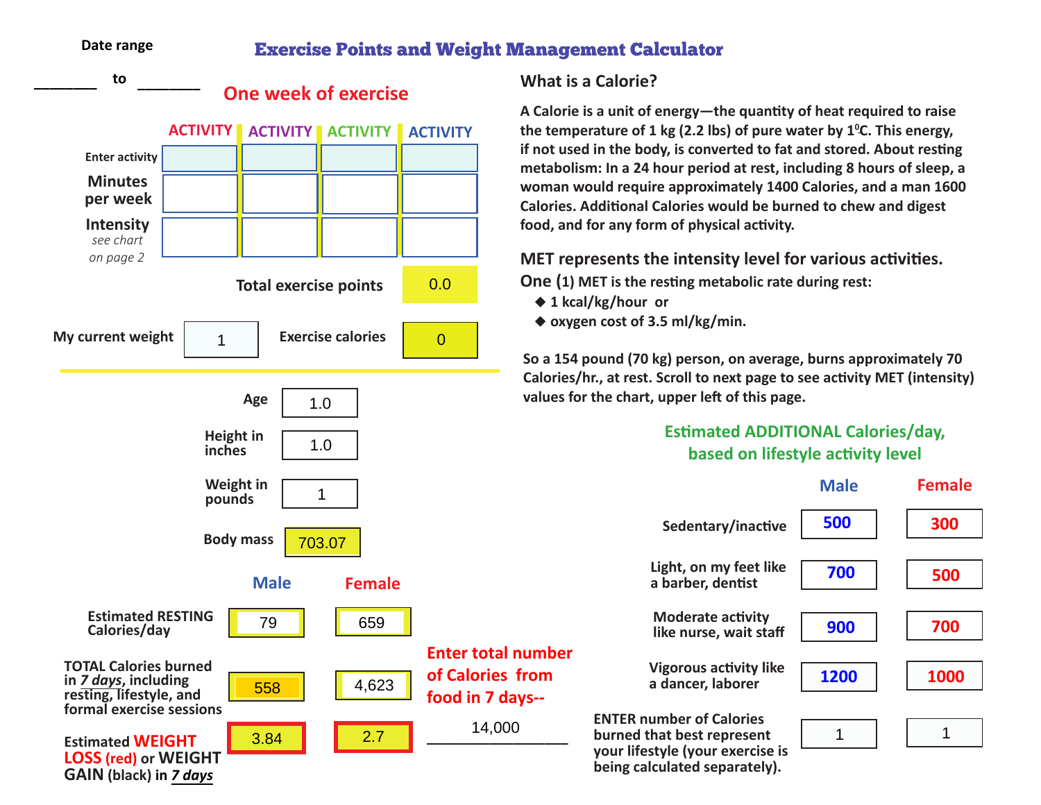# Exercise Points and Weight Management Calculator

Date range

________ to ________

## One week of exercise

| | ACTIVITY | ACTIVITY | ACTIVITY | ACTIVITY |
|---|---|---|---|---|
| Enter activity | | | | |
| Minutes per week | | | | |
| Intensity *see chart on page 2* | | | | |

Total exercise points: 0.0

My current weight: 1

Exercise calories: 0

Age: 1.0

Height in inches: 1.0

Weight in pounds: 1

Body mass: 703.07

| | Male | Female |
|---|---|---|
| Estimated RESTING Calories/day | 79 | 659 |
| TOTAL Calories burned in *7 days*, including resting, lifestyle, and formal exercise sessions | 558 | 4,623 |
| Estimated WEIGHT LOSS (red) or WEIGHT GAIN (black) in *7 days* | 3.84 | 2.7 |

Enter total number of Calories from food in 7 days-- 14,000

## What is a Calorie?

A Calorie is a unit of energy—the quantity of heat required to raise the temperature of 1 kg (2.2 lbs) of pure water by 1$^0$C. This energy, if not used in the body, is converted to fat and stored. About resting metabolism: In a 24 hour period at rest, including 8 hours of sleep, a woman would require approximately 1400 Calories, and a man 1600 Calories. Additional Calories would be burned to chew and digest food, and for any form of physical activity.

## MET represents the intensity level for various activities.

One (1) MET is the resting metabolic rate during rest:

- 1 kcal/kg/hour or
- oxygen cost of 3.5 ml/kg/min.

So a 154 pound (70 kg) person, on average, burns approximately 70 Calories/hr., at rest. Scroll to next page to see activity MET (intensity) values for the chart, upper left of this page.

### Estimated ADDITIONAL Calories/day, based on lifestyle activity level

| | Male | Female |
|---|---|---|
| Sedentary/inactive | 500 | 300 |
| Light, on my feet like a barber, dentist | 700 | 500 |
| Moderate activity like nurse, wait staff | 900 | 700 |
| Vigorous activity like a dancer, laborer | 1200 | 1000 |
| ENTER number of Calories burned that best represent your lifestyle (your exercise is being calculated separately). | 1 | 1 |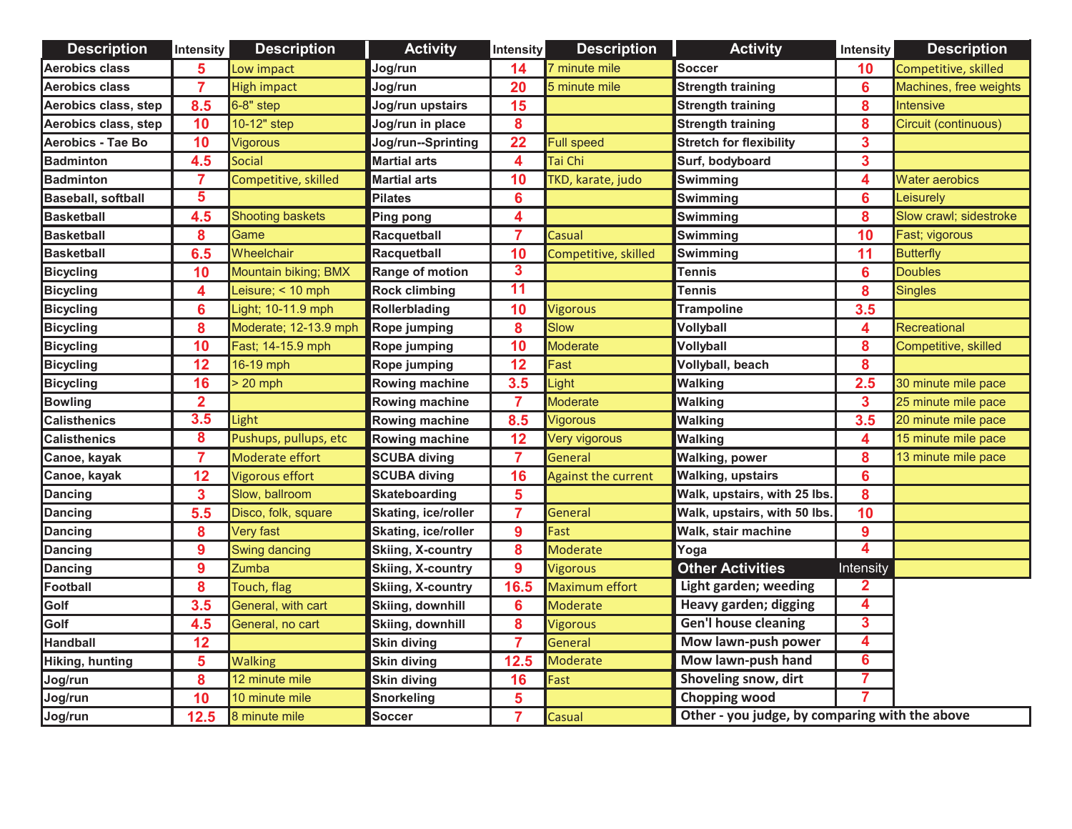| Description | Intensity | Description | Activity | Intensity | Description | Activity | Intensity | Description |
|---|---|---|---|---|---|---|---|---|
| Aerobics class | 5 | Low impact | Jog/run | 14 | 7 minute mile | Soccer | 10 | Competitive, skilled |
| Aerobics class | 7 | High impact | Jog/run | 20 | 5 minute mile | Strength training | 6 | Machines, free weights |
| Aerobics class, step | 8.5 | 6-8" step | Jog/run upstairs | 15 | | Strength training | 8 | Intensive |
| Aerobics class, step | 10 | 10-12" step | Jog/run in place | 8 | | Strength training | 8 | Circuit (continuous) |
| Aerobics - Tae Bo | 10 | Vigorous | Jog/run--Sprinting | 22 | Full speed | Stretch for flexibility | 3 | |
| Badminton | 4.5 | Social | Martial arts | 4 | Tai Chi | Surf, bodyboard | 3 | |
| Badminton | 7 | Competitive, skilled | Martial arts | 10 | TKD, karate, judo | Swimming | 4 | Water aerobics |
| Baseball, softball | 5 | | Pilates | 6 | | Swimming | 6 | Leisurely |
| Basketball | 4.5 | Shooting baskets | Ping pong | 4 | | Swimming | 8 | Slow crawl; sidestroke |
| Basketball | 8 | Game | Racquetball | 7 | Casual | Swimming | 10 | Fast; vigorous |
| Basketball | 6.5 | Wheelchair | Racquetball | 10 | Competitive, skilled | Swimming | 11 | Butterfly |
| Bicycling | 10 | Mountain biking; BMX | Range of motion | 3 | | Tennis | 6 | Doubles |
| Bicycling | 4 | Leisure; < 10 mph | Rock climbing | 11 | | Tennis | 8 | Singles |
| Bicycling | 6 | Light; 10-11.9 mph | Rollerblading | 10 | Vigorous | Trampoline | 3.5 | |
| Bicycling | 8 | Moderate; 12-13.9 mph | Rope jumping | 8 | Slow | Vollyball | 4 | Recreational |
| Bicycling | 10 | Fast; 14-15.9 mph | Rope jumping | 10 | Moderate | Vollyball | 8 | Competitive, skilled |
| Bicycling | 12 | 16-19 mph | Rope jumping | 12 | Fast | Vollyball, beach | 8 | |
| Bicycling | 16 | > 20 mph | Rowing machine | 3.5 | Light | Walking | 2.5 | 30 minute mile pace |
| Bowling | 2 | | Rowing machine | 7 | Moderate | Walking | 3 | 25 minute mile pace |
| Calisthenics | 3.5 | Light | Rowing machine | 8.5 | Vigorous | Walking | 3.5 | 20 minute mile pace |
| Calisthenics | 8 | Pushups, pullups, etc | Rowing machine | 12 | Very vigorous | Walking | 4 | 15 minute mile pace |
| Canoe, kayak | 7 | Moderate effort | SCUBA diving | 7 | General | Walking, power | 8 | 13 minute mile pace |
| Canoe, kayak | 12 | Vigorous effort | SCUBA diving | 16 | Against the current | Walking, upstairs | 6 | |
| Dancing | 3 | Slow, ballroom | Skateboarding | 5 | | Walk, upstairs, with 25 lbs. | 8 | |
| Dancing | 5.5 | Disco, folk, square | Skating, ice/roller | 7 | General | Walk, upstairs, with 50 lbs. | 10 | |
| Dancing | 8 | Very fast | Skating, ice/roller | 9 | Fast | Walk, stair machine | 9 | |
| Dancing | 9 | Swing dancing | Skiing, X-country | 8 | Moderate | Yoga | 4 | |
| Dancing | 9 | Zumba | Skiing, X-country | 9 | Vigorous | **Other Activities** | **Intensity** | |
| Football | 8 | Touch, flag | Skiing, X-country | 16.5 | Maximum effort | Light garden; weeding | 2 | |
| Golf | 3.5 | General, with cart | Skiing, downhill | 6 | Moderate | Heavy garden; digging | 4 | |
| Golf | 4.5 | General, no cart | Skiing, downhill | 8 | Vigorous | Gen'l house cleaning | 3 | |
| Handball | 12 | | Skin diving | 7 | General | Mow lawn-push power | 4 | |
| Hiking, hunting | 5 | Walking | Skin diving | 12.5 | Moderate | Mow lawn-push hand | 6 | |
| Jog/run | 8 | 12 minute mile | Skin diving | 16 | Fast | Shoveling snow, dirt | 7 | |
| Jog/run | 10 | 10 minute mile | Snorkeling | 5 | | Chopping wood | 7 | |
| Jog/run | 12.5 | 8 minute mile | Soccer | 7 | Casual | Other - you judge, by comparing with the above | | |